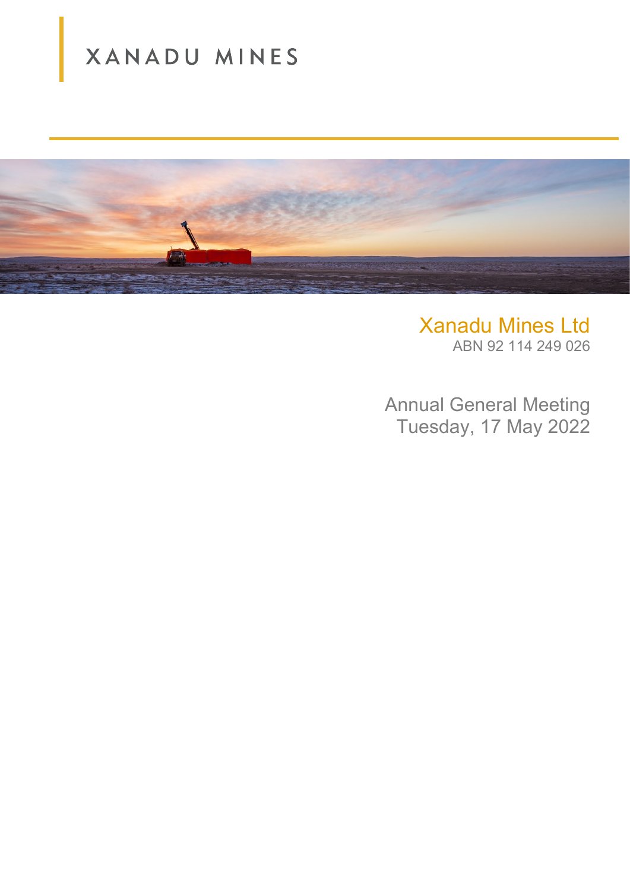XANADU MINES

# Xanadu Mines Ltd

ABN 92 114 249 026

Annual General Meeting
Tuesday, 17 May 2022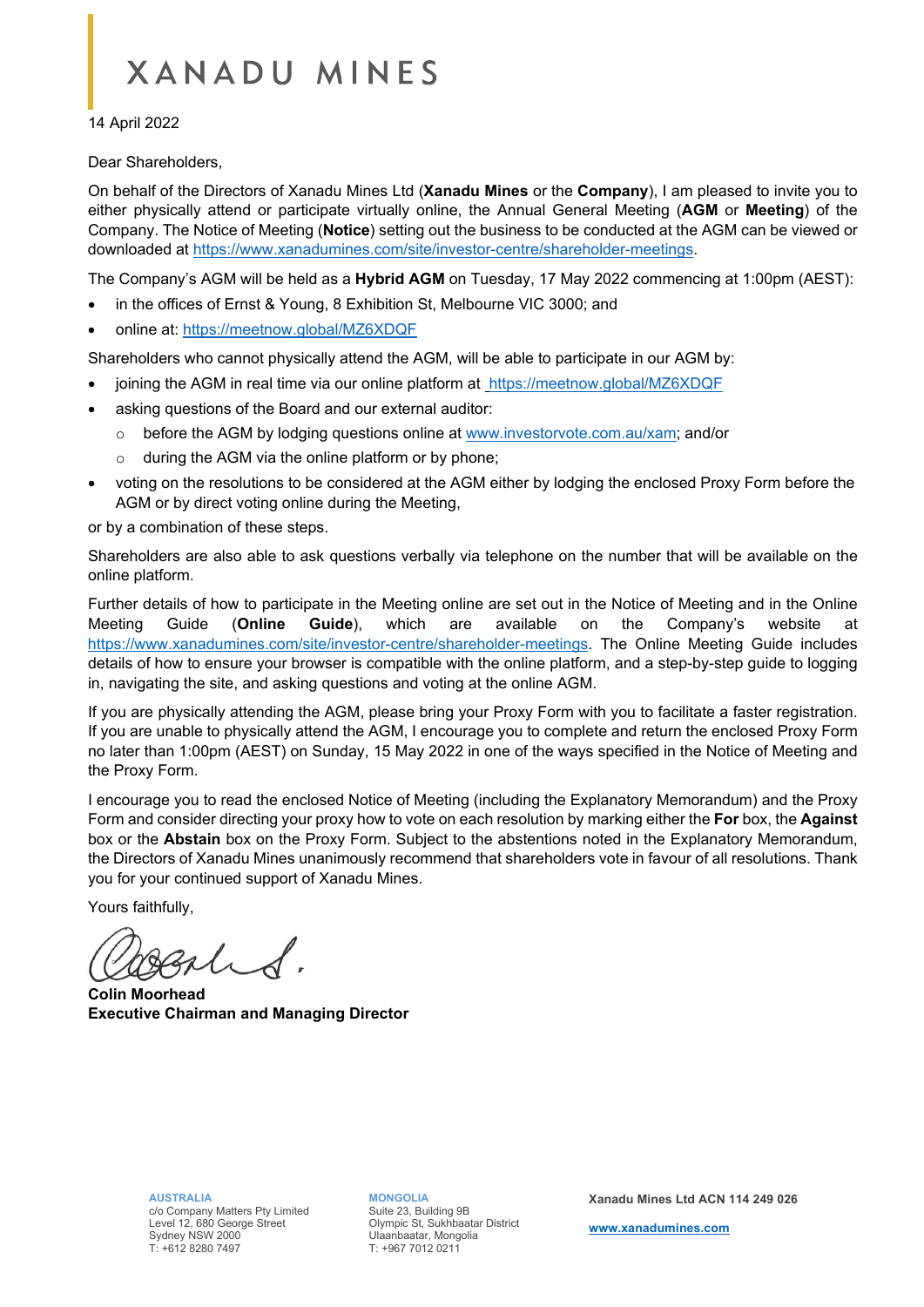# XANADU MINES

14 April 2022

Dear Shareholders,

On behalf of the Directors of Xanadu Mines Ltd (**Xanadu Mines** or the **Company**), I am pleased to invite you to either physically attend or participate virtually online, the Annual General Meeting (**AGM** or **Meeting**) of the Company. The Notice of Meeting (**Notice**) setting out the business to be conducted at the AGM can be viewed or downloaded at https://www.xanadumines.com/site/investor-centre/shareholder-meetings.

The Company's AGM will be held as a **Hybrid AGM** on Tuesday, 17 May 2022 commencing at 1:00pm (AEST):

- in the offices of Ernst & Young, 8 Exhibition St, Melbourne VIC 3000; and
- online at: https://meetnow.global/MZ6XDQF

Shareholders who cannot physically attend the AGM, will be able to participate in our AGM by:

- joining the AGM in real time via our online platform at https://meetnow.global/MZ6XDQF
- asking questions of the Board and our external auditor:
  - before the AGM by lodging questions online at www.investorvote.com.au/xam; and/or
  - during the AGM via the online platform or by phone;
- voting on the resolutions to be considered at the AGM either by lodging the enclosed Proxy Form before the AGM or by direct voting online during the Meeting,

or by a combination of these steps.

Shareholders are also able to ask questions verbally via telephone on the number that will be available on the online platform.

Further details of how to participate in the Meeting online are set out in the Notice of Meeting and in the Online Meeting Guide (**Online Guide**), which are available on the Company's website at https://www.xanadumines.com/site/investor-centre/shareholder-meetings. The Online Meeting Guide includes details of how to ensure your browser is compatible with the online platform, and a step-by-step guide to logging in, navigating the site, and asking questions and voting at the online AGM.

If you are physically attending the AGM, please bring your Proxy Form with you to facilitate a faster registration. If you are unable to physically attend the AGM, I encourage you to complete and return the enclosed Proxy Form no later than 1:00pm (AEST) on Sunday, 15 May 2022 in one of the ways specified in the Notice of Meeting and the Proxy Form.

I encourage you to read the enclosed Notice of Meeting (including the Explanatory Memorandum) and the Proxy Form and consider directing your proxy how to vote on each resolution by marking either the **For** box, the **Against** box or the **Abstain** box on the Proxy Form. Subject to the abstentions noted in the Explanatory Memorandum, the Directors of Xanadu Mines unanimously recommend that shareholders vote in favour of all resolutions. Thank you for your continued support of Xanadu Mines.

Yours faithfully,

**Colin Moorhead**
**Executive Chairman and Managing Director**

**AUSTRALIA**
c/o Company Matters Pty Limited
Level 12, 680 George Street
Sydney NSW 2000
T: +612 8280 7497

**MONGOLIA**
Suite 23, Building 9B
Olympic St, Sukhbaatar District
Ulaanbaatar, Mongolia
T: +967 7012 0211

**Xanadu Mines Ltd ACN 114 249 026**

**www.xanadumines.com**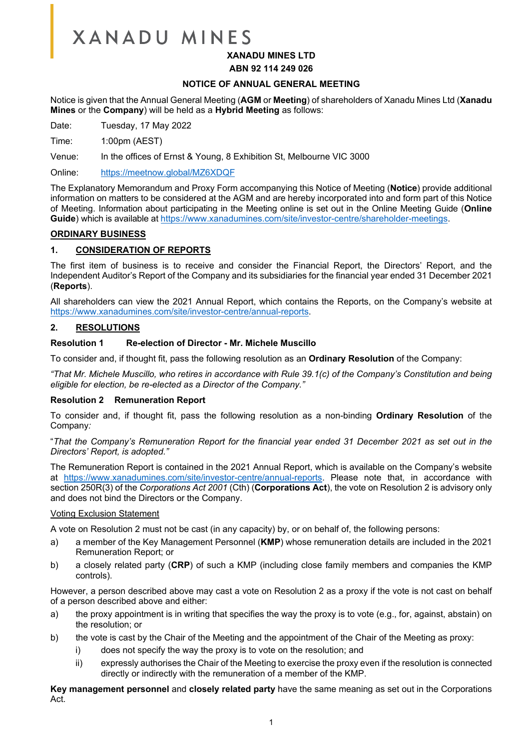# XANADU MINES

**XANADU MINES LTD**

**ABN 92 114 249 026**

**NOTICE OF ANNUAL GENERAL MEETING**

Notice is given that the Annual General Meeting (**AGM** or **Meeting**) of shareholders of Xanadu Mines Ltd (**Xanadu Mines** or the **Company**) will be held as a **Hybrid Meeting** as follows:

Date: Tuesday, 17 May 2022

Time: 1:00pm (AEST)

Venue: In the offices of Ernst & Young, 8 Exhibition St, Melbourne VIC 3000

Online: https://meetnow.global/MZ6XDQF

The Explanatory Memorandum and Proxy Form accompanying this Notice of Meeting (**Notice**) provide additional information on matters to be considered at the AGM and are hereby incorporated into and form part of this Notice of Meeting. Information about participating in the Meeting online is set out in the Online Meeting Guide (**Online Guide**) which is available at https://www.xanadumines.com/site/investor-centre/shareholder-meetings.

## ORDINARY BUSINESS

### 1. CONSIDERATION OF REPORTS

The first item of business is to receive and consider the Financial Report, the Directors' Report, and the Independent Auditor's Report of the Company and its subsidiaries for the financial year ended 31 December 2021 (**Reports**).

All shareholders can view the 2021 Annual Report, which contains the Reports, on the Company's website at https://www.xanadumines.com/site/investor-centre/annual-reports.

### 2. RESOLUTIONS

**Resolution 1 Re-election of Director - Mr. Michele Muscillo**

To consider and, if thought fit, pass the following resolution as an **Ordinary Resolution** of the Company:

*"That Mr. Michele Muscillo, who retires in accordance with Rule 39.1(c) of the Company's Constitution and being eligible for election, be re-elected as a Director of the Company."*

**Resolution 2 Remuneration Report**

To consider and, if thought fit, pass the following resolution as a non-binding **Ordinary Resolution** of the Company:

"*That the Company's Remuneration Report for the financial year ended 31 December 2021 as set out in the Directors' Report, is adopted."*

The Remuneration Report is contained in the 2021 Annual Report, which is available on the Company's website at https://www.xanadumines.com/site/investor-centre/annual-reports. Please note that, in accordance with section 250R(3) of the *Corporations Act 2001* (Cth) (**Corporations Act**), the vote on Resolution 2 is advisory only and does not bind the Directors or the Company.

Voting Exclusion Statement

A vote on Resolution 2 must not be cast (in any capacity) by, or on behalf of, the following persons:

a) a member of the Key Management Personnel (**KMP**) whose remuneration details are included in the 2021 Remuneration Report; or
b) a closely related party (**CRP**) of such a KMP (including close family members and companies the KMP controls).

However, a person described above may cast a vote on Resolution 2 as a proxy if the vote is not cast on behalf of a person described above and either:

a) the proxy appointment is in writing that specifies the way the proxy is to vote (e.g., for, against, abstain) on the resolution; or
b) the vote is cast by the Chair of the Meeting and the appointment of the Chair of the Meeting as proxy:
   i) does not specify the way the proxy is to vote on the resolution; and
   ii) expressly authorises the Chair of the Meeting to exercise the proxy even if the resolution is connected directly or indirectly with the remuneration of a member of the KMP.

**Key management personnel** and **closely related party** have the same meaning as set out in the Corporations Act.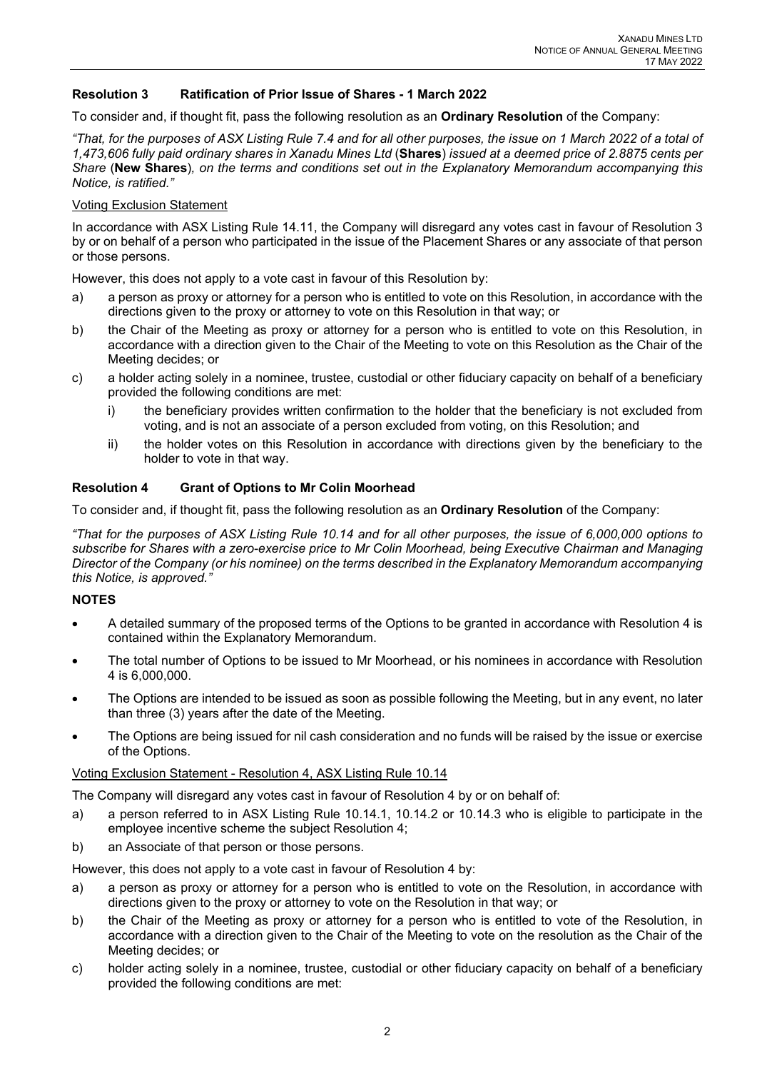### Resolution 3 Ratification of Prior Issue of Shares - 1 March 2022

To consider and, if thought fit, pass the following resolution as an **Ordinary Resolution** of the Company:

*"That, for the purposes of ASX Listing Rule 7.4 and for all other purposes, the issue on 1 March 2022 of a total of 1,473,606 fully paid ordinary shares in Xanadu Mines Ltd (**Shares**) issued at a deemed price of 2.8875 cents per Share (**New Shares**), on the terms and conditions set out in the Explanatory Memorandum accompanying this Notice, is ratified."*

Voting Exclusion Statement

In accordance with ASX Listing Rule 14.11, the Company will disregard any votes cast in favour of Resolution 3 by or on behalf of a person who participated in the issue of the Placement Shares or any associate of that person or those persons.

However, this does not apply to a vote cast in favour of this Resolution by:

a) a person as proxy or attorney for a person who is entitled to vote on this Resolution, in accordance with the directions given to the proxy or attorney to vote on this Resolution in that way; or
b) the Chair of the Meeting as proxy or attorney for a person who is entitled to vote on this Resolution, in accordance with a direction given to the Chair of the Meeting to vote on this Resolution as the Chair of the Meeting decides; or
c) a holder acting solely in a nominee, trustee, custodial or other fiduciary capacity on behalf of a beneficiary provided the following conditions are met:
    i) the beneficiary provides written confirmation to the holder that the beneficiary is not excluded from voting, and is not an associate of a person excluded from voting, on this Resolution; and
    ii) the holder votes on this Resolution in accordance with directions given by the beneficiary to the holder to vote in that way.

### Resolution 4 Grant of Options to Mr Colin Moorhead

To consider and, if thought fit, pass the following resolution as an **Ordinary Resolution** of the Company:

*"That for the purposes of ASX Listing Rule 10.14 and for all other purposes, the issue of 6,000,000 options to subscribe for Shares with a zero-exercise price to Mr Colin Moorhead, being Executive Chairman and Managing Director of the Company (or his nominee) on the terms described in the Explanatory Memorandum accompanying this Notice, is approved."*

**NOTES**

- A detailed summary of the proposed terms of the Options to be granted in accordance with Resolution 4 is contained within the Explanatory Memorandum.
- The total number of Options to be issued to Mr Moorhead, or his nominees in accordance with Resolution 4 is 6,000,000.
- The Options are intended to be issued as soon as possible following the Meeting, but in any event, no later than three (3) years after the date of the Meeting.
- The Options are being issued for nil cash consideration and no funds will be raised by the issue or exercise of the Options.

Voting Exclusion Statement - Resolution 4, ASX Listing Rule 10.14

The Company will disregard any votes cast in favour of Resolution 4 by or on behalf of:

a) a person referred to in ASX Listing Rule 10.14.1, 10.14.2 or 10.14.3 who is eligible to participate in the employee incentive scheme the subject Resolution 4;
b) an Associate of that person or those persons.

However, this does not apply to a vote cast in favour of Resolution 4 by:

a) a person as proxy or attorney for a person who is entitled to vote on the Resolution, in accordance with directions given to the proxy or attorney to vote on the Resolution in that way; or
b) the Chair of the Meeting as proxy or attorney for a person who is entitled to vote of the Resolution, in accordance with a direction given to the Chair of the Meeting to vote on the resolution as the Chair of the Meeting decides; or
c) holder acting solely in a nominee, trustee, custodial or other fiduciary capacity on behalf of a beneficiary provided the following conditions are met: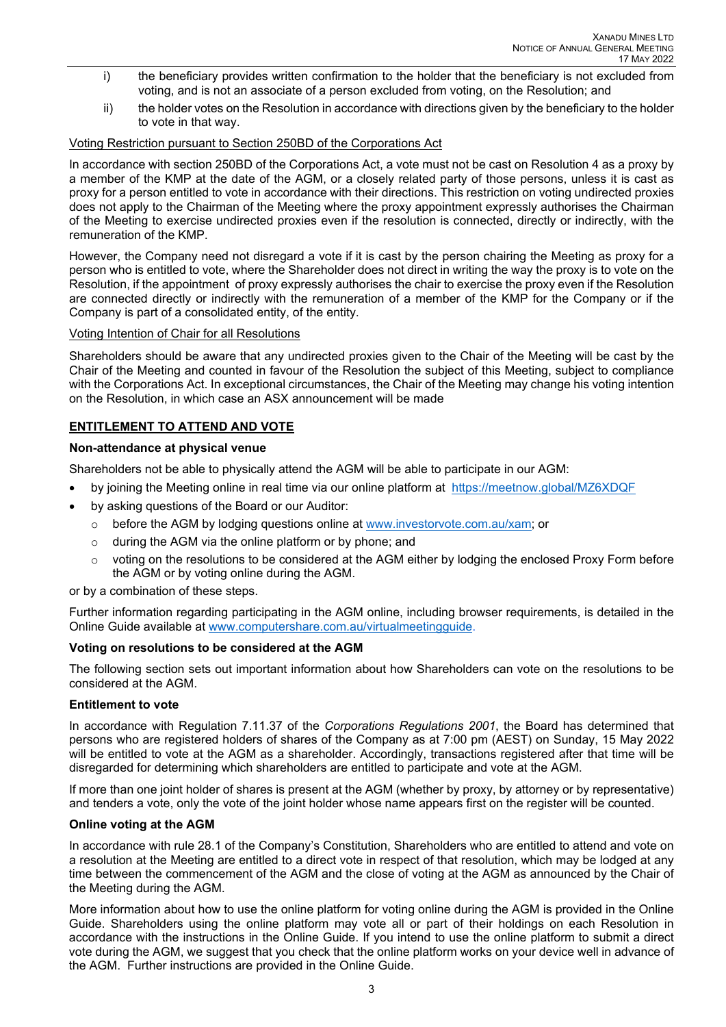i) the beneficiary provides written confirmation to the holder that the beneficiary is not excluded from voting, and is not an associate of a person excluded from voting, on the Resolution; and

ii) the holder votes on the Resolution in accordance with directions given by the beneficiary to the holder to vote in that way.

Voting Restriction pursuant to Section 250BD of the Corporations Act

In accordance with section 250BD of the Corporations Act, a vote must not be cast on Resolution 4 as a proxy by a member of the KMP at the date of the AGM, or a closely related party of those persons, unless it is cast as proxy for a person entitled to vote in accordance with their directions. This restriction on voting undirected proxies does not apply to the Chairman of the Meeting where the proxy appointment expressly authorises the Chairman of the Meeting to exercise undirected proxies even if the resolution is connected, directly or indirectly, with the remuneration of the KMP.

However, the Company need not disregard a vote if it is cast by the person chairing the Meeting as proxy for a person who is entitled to vote, where the Shareholder does not direct in writing the way the proxy is to vote on the Resolution, if the appointment of proxy expressly authorises the chair to exercise the proxy even if the Resolution are connected directly or indirectly with the remuneration of a member of the KMP for the Company or if the Company is part of a consolidated entity, of the entity.

Voting Intention of Chair for all Resolutions

Shareholders should be aware that any undirected proxies given to the Chair of the Meeting will be cast by the Chair of the Meeting and counted in favour of the Resolution the subject of this Meeting, subject to compliance with the Corporations Act. In exceptional circumstances, the Chair of the Meeting may change his voting intention on the Resolution, in which case an ASX announcement will be made

## ENTITLEMENT TO ATTEND AND VOTE

**Non-attendance at physical venue**

Shareholders not be able to physically attend the AGM will be able to participate in our AGM:

- by joining the Meeting online in real time via our online platform at https://meetnow.global/MZ6XDQF
- by asking questions of the Board or our Auditor:
  - before the AGM by lodging questions online at www.investorvote.com.au/xam; or
  - during the AGM via the online platform or by phone; and
  - voting on the resolutions to be considered at the AGM either by lodging the enclosed Proxy Form before the AGM or by voting online during the AGM.

or by a combination of these steps.

Further information regarding participating in the AGM online, including browser requirements, is detailed in the Online Guide available at www.computershare.com.au/virtualmeetingguide.

**Voting on resolutions to be considered at the AGM**

The following section sets out important information about how Shareholders can vote on the resolutions to be considered at the AGM.

**Entitlement to vote**

In accordance with Regulation 7.11.37 of the *Corporations Regulations 2001*, the Board has determined that persons who are registered holders of shares of the Company as at 7:00 pm (AEST) on Sunday, 15 May 2022 will be entitled to vote at the AGM as a shareholder. Accordingly, transactions registered after that time will be disregarded for determining which shareholders are entitled to participate and vote at the AGM.

If more than one joint holder of shares is present at the AGM (whether by proxy, by attorney or by representative) and tenders a vote, only the vote of the joint holder whose name appears first on the register will be counted.

**Online voting at the AGM**

In accordance with rule 28.1 of the Company's Constitution, Shareholders who are entitled to attend and vote on a resolution at the Meeting are entitled to a direct vote in respect of that resolution, which may be lodged at any time between the commencement of the AGM and the close of voting at the AGM as announced by the Chair of the Meeting during the AGM.

More information about how to use the online platform for voting online during the AGM is provided in the Online Guide. Shareholders using the online platform may vote all or part of their holdings on each Resolution in accordance with the instructions in the Online Guide. If you intend to use the online platform to submit a direct vote during the AGM, we suggest that you check that the online platform works on your device well in advance of the AGM. Further instructions are provided in the Online Guide.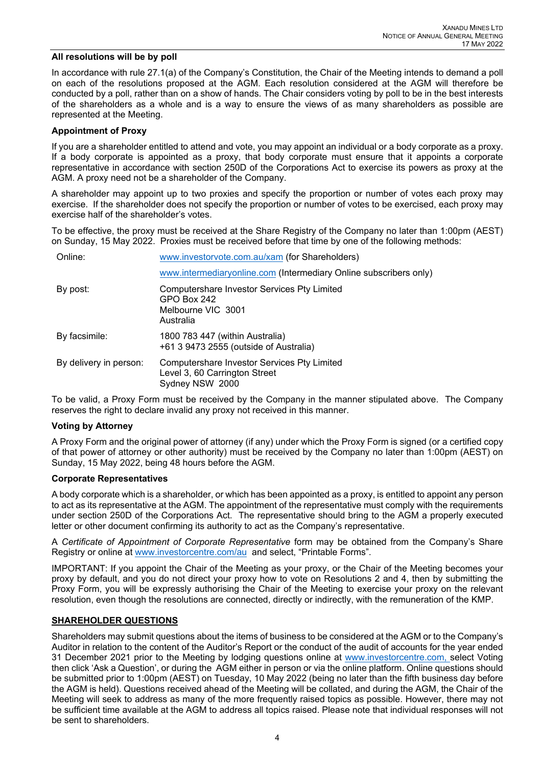**All resolutions will be by poll**

In accordance with rule 27.1(a) of the Company's Constitution, the Chair of the Meeting intends to demand a poll on each of the resolutions proposed at the AGM. Each resolution considered at the AGM will therefore be conducted by a poll, rather than on a show of hands. The Chair considers voting by poll to be in the best interests of the shareholders as a whole and is a way to ensure the views of as many shareholders as possible are represented at the Meeting.

**Appointment of Proxy**

If you are a shareholder entitled to attend and vote, you may appoint an individual or a body corporate as a proxy. If a body corporate is appointed as a proxy, that body corporate must ensure that it appoints a corporate representative in accordance with section 250D of the Corporations Act to exercise its powers as proxy at the AGM. A proxy need not be a shareholder of the Company.

A shareholder may appoint up to two proxies and specify the proportion or number of votes each proxy may exercise. If the shareholder does not specify the proportion or number of votes to be exercised, each proxy may exercise half of the shareholder's votes.

To be effective, the proxy must be received at the Share Registry of the Company no later than 1:00pm (AEST) on Sunday, 15 May 2022. Proxies must be received before that time by one of the following methods:

| | |
|---|---|
| Online: | www.investorvote.com.au/xam (for Shareholders) |
| | www.intermediaryonline.com (Intermediary Online subscribers only) |
| By post: | Computershare Investor Services Pty Limited<br>GPO Box 242<br>Melbourne VIC 3001<br>Australia |
| By facsimile: | 1800 783 447 (within Australia)<br>+61 3 9473 2555 (outside of Australia) |
| By delivery in person: | Computershare Investor Services Pty Limited<br>Level 3, 60 Carrington Street<br>Sydney NSW 2000 |

To be valid, a Proxy Form must be received by the Company in the manner stipulated above. The Company reserves the right to declare invalid any proxy not received in this manner.

**Voting by Attorney**

A Proxy Form and the original power of attorney (if any) under which the Proxy Form is signed (or a certified copy of that power of attorney or other authority) must be received by the Company no later than 1:00pm (AEST) on Sunday, 15 May 2022, being 48 hours before the AGM.

**Corporate Representatives**

A body corporate which is a shareholder, or which has been appointed as a proxy, is entitled to appoint any person to act as its representative at the AGM. The appointment of the representative must comply with the requirements under section 250D of the Corporations Act. The representative should bring to the AGM a properly executed letter or other document confirming its authority to act as the Company's representative.

A *Certificate of Appointment of Corporate Representative* form may be obtained from the Company's Share Registry or online at www.investorcentre.com/au and select, "Printable Forms".

IMPORTANT: If you appoint the Chair of the Meeting as your proxy, or the Chair of the Meeting becomes your proxy by default, and you do not direct your proxy how to vote on Resolutions 2 and 4, then by submitting the Proxy Form, you will be expressly authorising the Chair of the Meeting to exercise your proxy on the relevant resolution, even though the resolutions are connected, directly or indirectly, with the remuneration of the KMP.

**SHAREHOLDER QUESTIONS**

Shareholders may submit questions about the items of business to be considered at the AGM or to the Company's Auditor in relation to the content of the Auditor's Report or the conduct of the audit of accounts for the year ended 31 December 2021 prior to the Meeting by lodging questions online at www.investorcentre.com, select Voting then click 'Ask a Question', or during the AGM either in person or via the online platform. Online questions should be submitted prior to 1:00pm (AEST) on Tuesday, 10 May 2022 (being no later than the fifth business day before the AGM is held). Questions received ahead of the Meeting will be collated, and during the AGM, the Chair of the Meeting will seek to address as many of the more frequently raised topics as possible. However, there may not be sufficient time available at the AGM to address all topics raised. Please note that individual responses will not be sent to shareholders.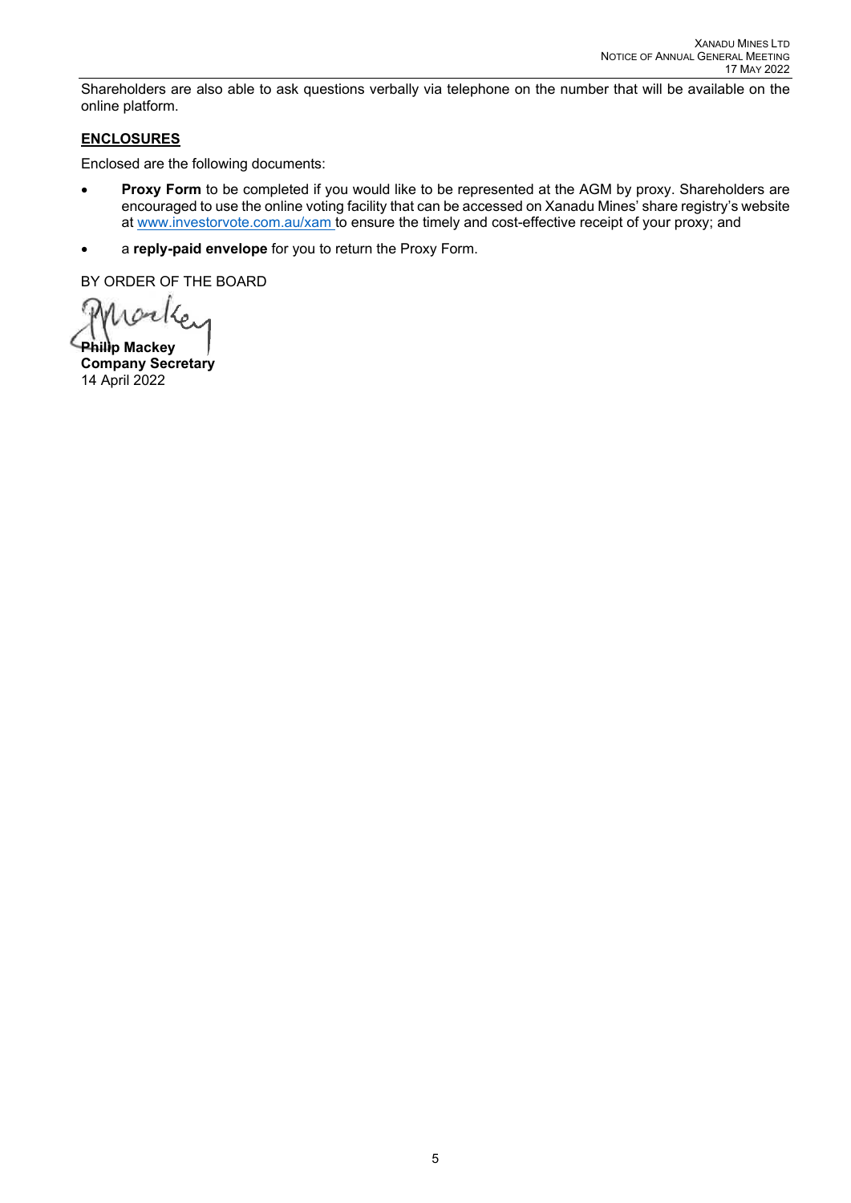Shareholders are also able to ask questions verbally via telephone on the number that will be available on the online platform.

## ENCLOSURES

Enclosed are the following documents:

- **Proxy Form** to be completed if you would like to be represented at the AGM by proxy. Shareholders are encouraged to use the online voting facility that can be accessed on Xanadu Mines' share registry's website at www.investorvote.com.au/xam to ensure the timely and cost-effective receipt of your proxy; and
- a **reply-paid envelope** for you to return the Proxy Form.

BY ORDER OF THE BOARD

**Phillip Mackey**
**Company Secretary**
14 April 2022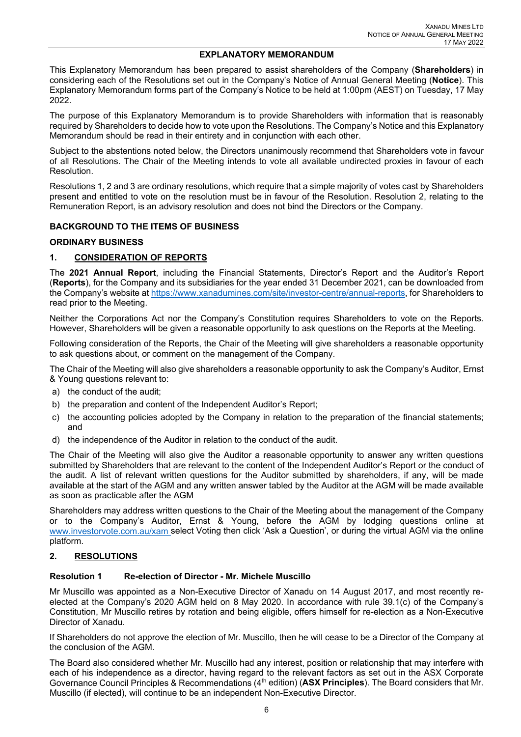## EXPLANATORY MEMORANDUM

This Explanatory Memorandum has been prepared to assist shareholders of the Company (**Shareholders**) in considering each of the Resolutions set out in the Company's Notice of Annual General Meeting (**Notice**). This Explanatory Memorandum forms part of the Company's Notice to be held at 1:00pm (AEST) on Tuesday, 17 May 2022.

The purpose of this Explanatory Memorandum is to provide Shareholders with information that is reasonably required by Shareholders to decide how to vote upon the Resolutions. The Company's Notice and this Explanatory Memorandum should be read in their entirety and in conjunction with each other.

Subject to the abstentions noted below, the Directors unanimously recommend that Shareholders vote in favour of all Resolutions. The Chair of the Meeting intends to vote all available undirected proxies in favour of each Resolution.

Resolutions 1, 2 and 3 are ordinary resolutions, which require that a simple majority of votes cast by Shareholders present and entitled to vote on the resolution must be in favour of the Resolution. Resolution 2, relating to the Remuneration Report, is an advisory resolution and does not bind the Directors or the Company.

### BACKGROUND TO THE ITEMS OF BUSINESS

### ORDINARY BUSINESS

### 1. CONSIDERATION OF REPORTS

The **2021 Annual Report**, including the Financial Statements, Director's Report and the Auditor's Report (**Reports**), for the Company and its subsidiaries for the year ended 31 December 2021, can be downloaded from the Company's website at https://www.xanadumines.com/site/investor-centre/annual-reports, for Shareholders to read prior to the Meeting.

Neither the Corporations Act nor the Company's Constitution requires Shareholders to vote on the Reports. However, Shareholders will be given a reasonable opportunity to ask questions on the Reports at the Meeting.

Following consideration of the Reports, the Chair of the Meeting will give shareholders a reasonable opportunity to ask questions about, or comment on the management of the Company.

The Chair of the Meeting will also give shareholders a reasonable opportunity to ask the Company's Auditor, Ernst & Young questions relevant to:

a) the conduct of the audit;
b) the preparation and content of the Independent Auditor's Report;
c) the accounting policies adopted by the Company in relation to the preparation of the financial statements; and
d) the independence of the Auditor in relation to the conduct of the audit.

The Chair of the Meeting will also give the Auditor a reasonable opportunity to answer any written questions submitted by Shareholders that are relevant to the content of the Independent Auditor's Report or the conduct of the audit. A list of relevant written questions for the Auditor submitted by shareholders, if any, will be made available at the start of the AGM and any written answer tabled by the Auditor at the AGM will be made available as soon as practicable after the AGM

Shareholders may address written questions to the Chair of the Meeting about the management of the Company or to the Company's Auditor, Ernst & Young, before the AGM by lodging questions online at www.investorvote.com.au/xam select Voting then click 'Ask a Question', or during the virtual AGM via the online platform.

### 2. RESOLUTIONS

#### Resolution 1 Re-election of Director - Mr. Michele Muscillo

Mr Muscillo was appointed as a Non-Executive Director of Xanadu on 14 August 2017, and most recently re-elected at the Company's 2020 AGM held on 8 May 2020. In accordance with rule 39.1(c) of the Company's Constitution, Mr Muscillo retires by rotation and being eligible, offers himself for re-election as a Non-Executive Director of Xanadu.

If Shareholders do not approve the election of Mr. Muscillo, then he will cease to be a Director of the Company at the conclusion of the AGM.

The Board also considered whether Mr. Muscillo had any interest, position or relationship that may interfere with each of his independence as a director, having regard to the relevant factors as set out in the ASX Corporate Governance Council Principles & Recommendations (4th edition) (**ASX Principles**). The Board considers that Mr. Muscillo (if elected), will continue to be an independent Non-Executive Director.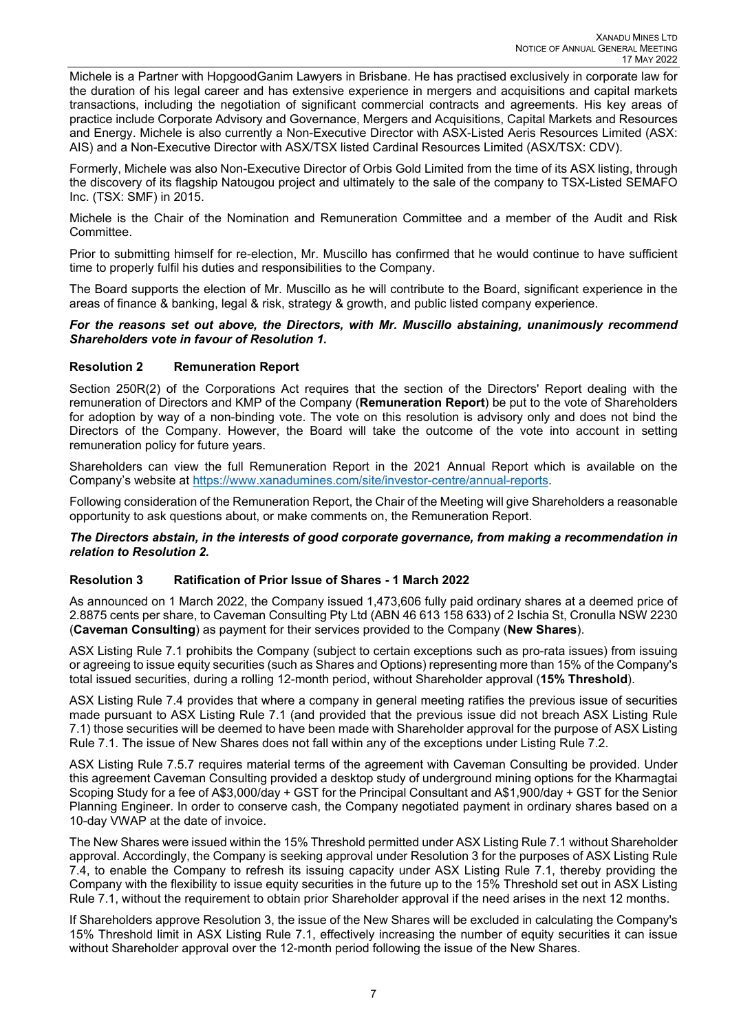Michele is a Partner with HopgoodGanim Lawyers in Brisbane. He has practised exclusively in corporate law for the duration of his legal career and has extensive experience in mergers and acquisitions and capital markets transactions, including the negotiation of significant commercial contracts and agreements. His key areas of practice include Corporate Advisory and Governance, Mergers and Acquisitions, Capital Markets and Resources and Energy. Michele is also currently a Non-Executive Director with ASX-Listed Aeris Resources Limited (ASX: AIS) and a Non-Executive Director with ASX/TSX listed Cardinal Resources Limited (ASX/TSX: CDV).

Formerly, Michele was also Non-Executive Director of Orbis Gold Limited from the time of its ASX listing, through the discovery of its flagship Natougou project and ultimately to the sale of the company to TSX-Listed SEMAFO Inc. (TSX: SMF) in 2015.

Michele is the Chair of the Nomination and Remuneration Committee and a member of the Audit and Risk Committee.

Prior to submitting himself for re-election, Mr. Muscillo has confirmed that he would continue to have sufficient time to properly fulfil his duties and responsibilities to the Company.

The Board supports the election of Mr. Muscillo as he will contribute to the Board, significant experience in the areas of finance & banking, legal & risk, strategy & growth, and public listed company experience.

***For the reasons set out above, the Directors, with Mr. Muscillo abstaining, unanimously recommend Shareholders vote in favour of Resolution 1.***

### Resolution 2 Remuneration Report

Section 250R(2) of the Corporations Act requires that the section of the Directors' Report dealing with the remuneration of Directors and KMP of the Company (**Remuneration Report**) be put to the vote of Shareholders for adoption by way of a non-binding vote. The vote on this resolution is advisory only and does not bind the Directors of the Company. However, the Board will take the outcome of the vote into account in setting remuneration policy for future years.

Shareholders can view the full Remuneration Report in the 2021 Annual Report which is available on the Company's website at https://www.xanadumines.com/site/investor-centre/annual-reports.

Following consideration of the Remuneration Report, the Chair of the Meeting will give Shareholders a reasonable opportunity to ask questions about, or make comments on, the Remuneration Report.

***The Directors abstain, in the interests of good corporate governance, from making a recommendation in relation to Resolution 2.***

### Resolution 3 Ratification of Prior Issue of Shares - 1 March 2022

As announced on 1 March 2022, the Company issued 1,473,606 fully paid ordinary shares at a deemed price of 2.8875 cents per share, to Caveman Consulting Pty Ltd (ABN 46 613 158 633) of 2 Ischia St, Cronulla NSW 2230 (**Caveman Consulting**) as payment for their services provided to the Company (**New Shares**).

ASX Listing Rule 7.1 prohibits the Company (subject to certain exceptions such as pro-rata issues) from issuing or agreeing to issue equity securities (such as Shares and Options) representing more than 15% of the Company's total issued securities, during a rolling 12-month period, without Shareholder approval (**15% Threshold**).

ASX Listing Rule 7.4 provides that where a company in general meeting ratifies the previous issue of securities made pursuant to ASX Listing Rule 7.1 (and provided that the previous issue did not breach ASX Listing Rule 7.1) those securities will be deemed to have been made with Shareholder approval for the purpose of ASX Listing Rule 7.1. The issue of New Shares does not fall within any of the exceptions under Listing Rule 7.2.

ASX Listing Rule 7.5.7 requires material terms of the agreement with Caveman Consulting be provided. Under this agreement Caveman Consulting provided a desktop study of underground mining options for the Kharmagtai Scoping Study for a fee of A$3,000/day + GST for the Principal Consultant and A$1,900/day + GST for the Senior Planning Engineer. In order to conserve cash, the Company negotiated payment in ordinary shares based on a 10-day VWAP at the date of invoice.

The New Shares were issued within the 15% Threshold permitted under ASX Listing Rule 7.1 without Shareholder approval. Accordingly, the Company is seeking approval under Resolution 3 for the purposes of ASX Listing Rule 7.4, to enable the Company to refresh its issuing capacity under ASX Listing Rule 7.1, thereby providing the Company with the flexibility to issue equity securities in the future up to the 15% Threshold set out in ASX Listing Rule 7.1, without the requirement to obtain prior Shareholder approval if the need arises in the next 12 months.

If Shareholders approve Resolution 3, the issue of the New Shares will be excluded in calculating the Company's 15% Threshold limit in ASX Listing Rule 7.1, effectively increasing the number of equity securities it can issue without Shareholder approval over the 12-month period following the issue of the New Shares.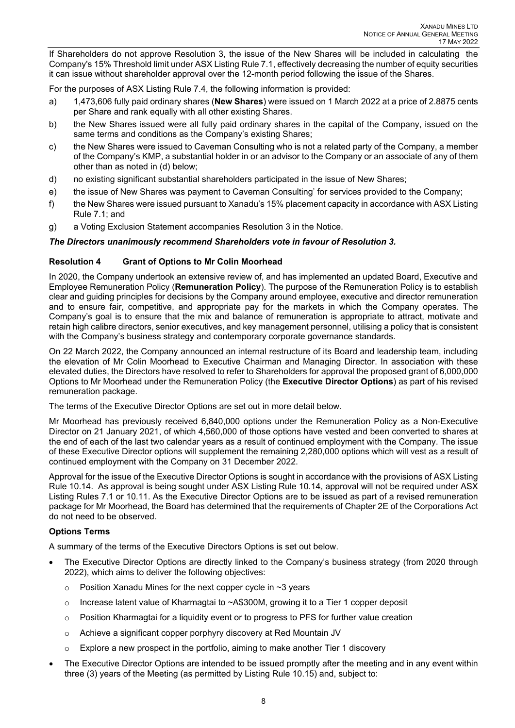If Shareholders do not approve Resolution 3, the issue of the New Shares will be included in calculating the Company's 15% Threshold limit under ASX Listing Rule 7.1, effectively decreasing the number of equity securities it can issue without shareholder approval over the 12-month period following the issue of the Shares.

For the purposes of ASX Listing Rule 7.4, the following information is provided:

a) 1,473,606 fully paid ordinary shares (**New Shares**) were issued on 1 March 2022 at a price of 2.8875 cents per Share and rank equally with all other existing Shares.

b) the New Shares issued were all fully paid ordinary shares in the capital of the Company, issued on the same terms and conditions as the Company's existing Shares;

c) the New Shares were issued to Caveman Consulting who is not a related party of the Company, a member of the Company's KMP, a substantial holder in or an advisor to the Company or an associate of any of them other than as noted in (d) below;

d) no existing significant substantial shareholders participated in the issue of New Shares;

e) the issue of New Shares was payment to Caveman Consulting' for services provided to the Company;

f) the New Shares were issued pursuant to Xanadu's 15% placement capacity in accordance with ASX Listing Rule 7.1; and

g) a Voting Exclusion Statement accompanies Resolution 3 in the Notice.

***The Directors unanimously recommend Shareholders vote in favour of Resolution 3.***

### Resolution 4 Grant of Options to Mr Colin Moorhead

In 2020, the Company undertook an extensive review of, and has implemented an updated Board, Executive and Employee Remuneration Policy (**Remuneration Policy**). The purpose of the Remuneration Policy is to establish clear and guiding principles for decisions by the Company around employee, executive and director remuneration and to ensure fair, competitive, and appropriate pay for the markets in which the Company operates. The Company's goal is to ensure that the mix and balance of remuneration is appropriate to attract, motivate and retain high calibre directors, senior executives, and key management personnel, utilising a policy that is consistent with the Company's business strategy and contemporary corporate governance standards.

On 22 March 2022, the Company announced an internal restructure of its Board and leadership team, including the elevation of Mr Colin Moorhead to Executive Chairman and Managing Director. In association with these elevated duties, the Directors have resolved to refer to Shareholders for approval the proposed grant of 6,000,000 Options to Mr Moorhead under the Remuneration Policy (the **Executive Director Options**) as part of his revised remuneration package.

The terms of the Executive Director Options are set out in more detail below.

Mr Moorhead has previously received 6,840,000 options under the Remuneration Policy as a Non-Executive Director on 21 January 2021, of which 4,560,000 of those options have vested and been converted to shares at the end of each of the last two calendar years as a result of continued employment with the Company. The issue of these Executive Director options will supplement the remaining 2,280,000 options which will vest as a result of continued employment with the Company on 31 December 2022.

Approval for the issue of the Executive Director Options is sought in accordance with the provisions of ASX Listing Rule 10.14. As approval is being sought under ASX Listing Rule 10.14, approval will not be required under ASX Listing Rules 7.1 or 10.11. As the Executive Director Options are to be issued as part of a revised remuneration package for Mr Moorhead, the Board has determined that the requirements of Chapter 2E of the Corporations Act do not need to be observed.

### Options Terms

A summary of the terms of the Executive Directors Options is set out below.

- The Executive Director Options are directly linked to the Company's business strategy (from 2020 through 2022), which aims to deliver the following objectives:
  - Position Xanadu Mines for the next copper cycle in ~3 years
  - Increase latent value of Kharmagtai to ~A$300M, growing it to a Tier 1 copper deposit
  - Position Kharmagtai for a liquidity event or to progress to PFS for further value creation
  - Achieve a significant copper porphyry discovery at Red Mountain JV
  - Explore a new prospect in the portfolio, aiming to make another Tier 1 discovery
- The Executive Director Options are intended to be issued promptly after the meeting and in any event within three (3) years of the Meeting (as permitted by Listing Rule 10.15) and, subject to: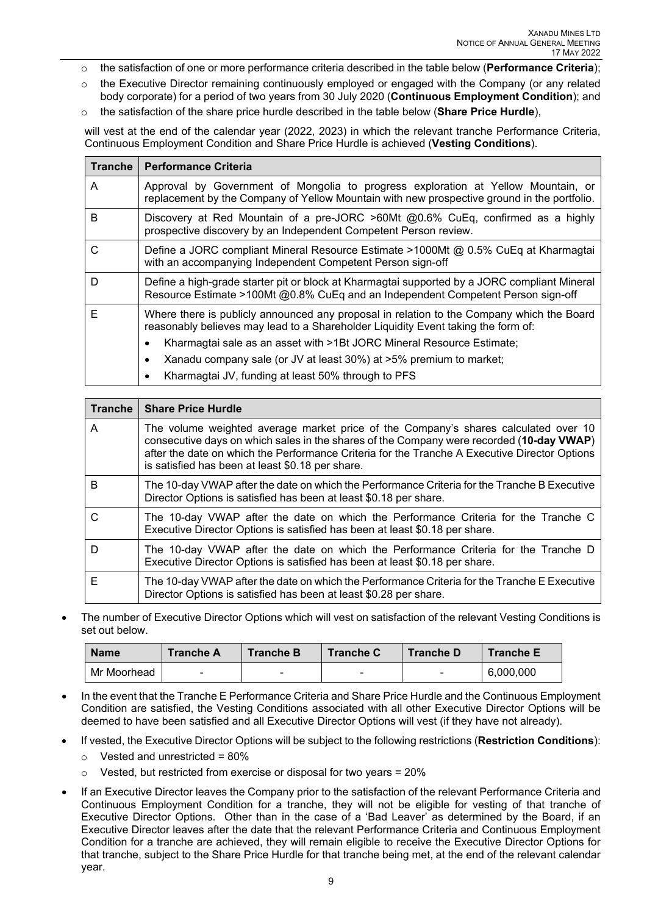- the satisfaction of one or more performance criteria described in the table below (**Performance Criteria**);
- the Executive Director remaining continuously employed or engaged with the Company (or any related body corporate) for a period of two years from 30 July 2020 (**Continuous Employment Condition**); and
- the satisfaction of the share price hurdle described in the table below (**Share Price Hurdle**),

will vest at the end of the calendar year (2022, 2023) in which the relevant tranche Performance Criteria, Continuous Employment Condition and Share Price Hurdle is achieved (**Vesting Conditions**).

| Tranche | Performance Criteria |
| --- | --- |
| A | Approval by Government of Mongolia to progress exploration at Yellow Mountain, or replacement by the Company of Yellow Mountain with new prospective ground in the portfolio. |
| B | Discovery at Red Mountain of a pre-JORC >60Mt @0.6% CuEq, confirmed as a highly prospective discovery by an Independent Competent Person review. |
| C | Define a JORC compliant Mineral Resource Estimate >1000Mt @ 0.5% CuEq at Kharmagtai with an accompanying Independent Competent Person sign-off |
| D | Define a high-grade starter pit or block at Kharmagtai supported by a JORC compliant Mineral Resource Estimate >100Mt @0.8% CuEq and an Independent Competent Person sign-off |
| E | Where there is publicly announced any proposal in relation to the Company which the Board reasonably believes may lead to a Shareholder Liquidity Event taking the form of:<br>• Kharmagtai sale as an asset with >1Bt JORC Mineral Resource Estimate;<br>• Xanadu company sale (or JV at least 30%) at >5% premium to market;<br>• Kharmagtai JV, funding at least 50% through to PFS |

| Tranche | Share Price Hurdle |
| --- | --- |
| A | The volume weighted average market price of the Company's shares calculated over 10 consecutive days on which sales in the shares of the Company were recorded (**10-day VWAP**) after the date on which the Performance Criteria for the Tranche A Executive Director Options is satisfied has been at least $0.18 per share. |
| B | The 10-day VWAP after the date on which the Performance Criteria for the Tranche B Executive Director Options is satisfied has been at least $0.18 per share. |
| C | The 10-day VWAP after the date on which the Performance Criteria for the Tranche C Executive Director Options is satisfied has been at least $0.18 per share. |
| D | The 10-day VWAP after the date on which the Performance Criteria for the Tranche D Executive Director Options is satisfied has been at least $0.18 per share. |
| E | The 10-day VWAP after the date on which the Performance Criteria for the Tranche E Executive Director Options is satisfied has been at least $0.28 per share. |

- The number of Executive Director Options which will vest on satisfaction of the relevant Vesting Conditions is set out below.

| Name | Tranche A | Tranche B | Tranche C | Tranche D | Tranche E |
| --- | --- | --- | --- | --- | --- |
| Mr Moorhead | - | - | - | - | 6,000,000 |

- In the event that the Tranche E Performance Criteria and Share Price Hurdle and the Continuous Employment Condition are satisfied, the Vesting Conditions associated with all other Executive Director Options will be deemed to have been satisfied and all Executive Director Options will vest (if they have not already).
- If vested, the Executive Director Options will be subject to the following restrictions (**Restriction Conditions**):
  - Vested and unrestricted = 80%
  - Vested, but restricted from exercise or disposal for two years = 20%
- If an Executive Director leaves the Company prior to the satisfaction of the relevant Performance Criteria and Continuous Employment Condition for a tranche, they will not be eligible for vesting of that tranche of Executive Director Options. Other than in the case of a 'Bad Leaver' as determined by the Board, if an Executive Director leaves after the date that the relevant Performance Criteria and Continuous Employment Condition for a tranche are achieved, they will remain eligible to receive the Executive Director Options for that tranche, subject to the Share Price Hurdle for that tranche being met, at the end of the relevant calendar year.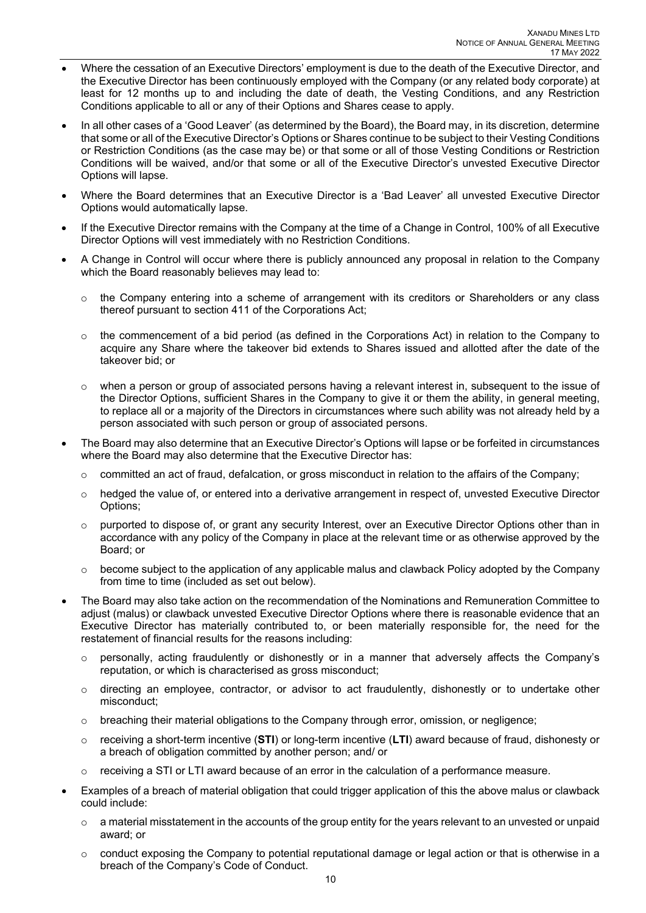- Where the cessation of an Executive Directors' employment is due to the death of the Executive Director, and the Executive Director has been continuously employed with the Company (or any related body corporate) at least for 12 months up to and including the date of death, the Vesting Conditions, and any Restriction Conditions applicable to all or any of their Options and Shares cease to apply.
- In all other cases of a 'Good Leaver' (as determined by the Board), the Board may, in its discretion, determine that some or all of the Executive Director's Options or Shares continue to be subject to their Vesting Conditions or Restriction Conditions (as the case may be) or that some or all of those Vesting Conditions or Restriction Conditions will be waived, and/or that some or all of the Executive Director's unvested Executive Director Options will lapse.
- Where the Board determines that an Executive Director is a 'Bad Leaver' all unvested Executive Director Options would automatically lapse.
- If the Executive Director remains with the Company at the time of a Change in Control, 100% of all Executive Director Options will vest immediately with no Restriction Conditions.
- A Change in Control will occur where there is publicly announced any proposal in relation to the Company which the Board reasonably believes may lead to:
  - the Company entering into a scheme of arrangement with its creditors or Shareholders or any class thereof pursuant to section 411 of the Corporations Act;
  - the commencement of a bid period (as defined in the Corporations Act) in relation to the Company to acquire any Share where the takeover bid extends to Shares issued and allotted after the date of the takeover bid; or
  - when a person or group of associated persons having a relevant interest in, subsequent to the issue of the Director Options, sufficient Shares in the Company to give it or them the ability, in general meeting, to replace all or a majority of the Directors in circumstances where such ability was not already held by a person associated with such person or group of associated persons.
- The Board may also determine that an Executive Director's Options will lapse or be forfeited in circumstances where the Board may also determine that the Executive Director has:
  - committed an act of fraud, defalcation, or gross misconduct in relation to the affairs of the Company;
  - hedged the value of, or entered into a derivative arrangement in respect of, unvested Executive Director Options;
  - purported to dispose of, or grant any security Interest, over an Executive Director Options other than in accordance with any policy of the Company in place at the relevant time or as otherwise approved by the Board; or
  - become subject to the application of any applicable malus and clawback Policy adopted by the Company from time to time (included as set out below).
- The Board may also take action on the recommendation of the Nominations and Remuneration Committee to adjust (malus) or clawback unvested Executive Director Options where there is reasonable evidence that an Executive Director has materially contributed to, or been materially responsible for, the need for the restatement of financial results for the reasons including:
  - personally, acting fraudulently or dishonestly or in a manner that adversely affects the Company's reputation, or which is characterised as gross misconduct;
  - directing an employee, contractor, or advisor to act fraudulently, dishonestly or to undertake other misconduct;
  - breaching their material obligations to the Company through error, omission, or negligence;
  - receiving a short-term incentive (**STI**) or long-term incentive (**LTI**) award because of fraud, dishonesty or a breach of obligation committed by another person; and/ or
  - receiving a STI or LTI award because of an error in the calculation of a performance measure.
- Examples of a breach of material obligation that could trigger application of this the above malus or clawback could include:
  - a material misstatement in the accounts of the group entity for the years relevant to an unvested or unpaid award; or
  - conduct exposing the Company to potential reputational damage or legal action or that is otherwise in a breach of the Company's Code of Conduct.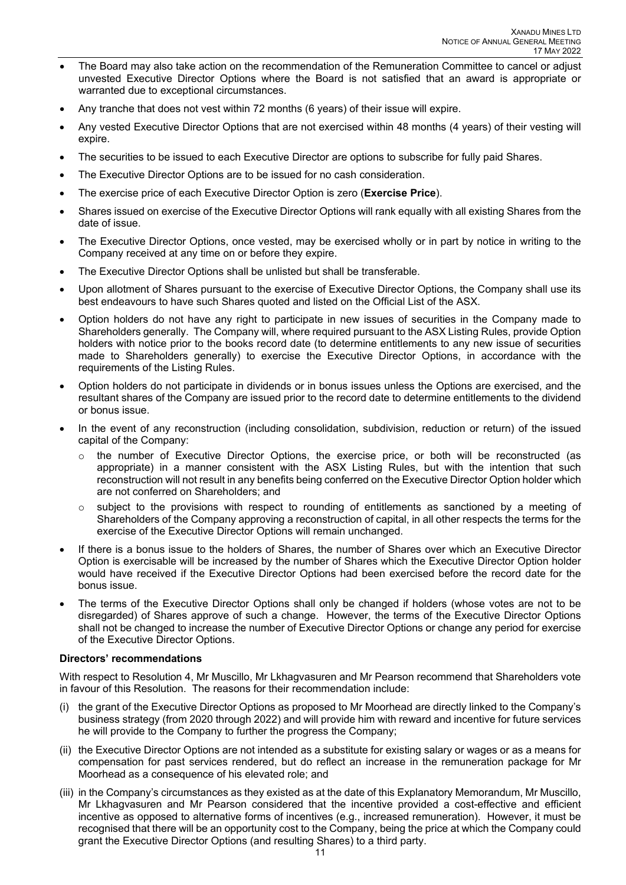- The Board may also take action on the recommendation of the Remuneration Committee to cancel or adjust unvested Executive Director Options where the Board is not satisfied that an award is appropriate or warranted due to exceptional circumstances.
- Any tranche that does not vest within 72 months (6 years) of their issue will expire.
- Any vested Executive Director Options that are not exercised within 48 months (4 years) of their vesting will expire.
- The securities to be issued to each Executive Director are options to subscribe for fully paid Shares.
- The Executive Director Options are to be issued for no cash consideration.
- The exercise price of each Executive Director Option is zero (**Exercise Price**).
- Shares issued on exercise of the Executive Director Options will rank equally with all existing Shares from the date of issue.
- The Executive Director Options, once vested, may be exercised wholly or in part by notice in writing to the Company received at any time on or before they expire.
- The Executive Director Options shall be unlisted but shall be transferable.
- Upon allotment of Shares pursuant to the exercise of Executive Director Options, the Company shall use its best endeavours to have such Shares quoted and listed on the Official List of the ASX.
- Option holders do not have any right to participate in new issues of securities in the Company made to Shareholders generally. The Company will, where required pursuant to the ASX Listing Rules, provide Option holders with notice prior to the books record date (to determine entitlements to any new issue of securities made to Shareholders generally) to exercise the Executive Director Options, in accordance with the requirements of the Listing Rules.
- Option holders do not participate in dividends or in bonus issues unless the Options are exercised, and the resultant shares of the Company are issued prior to the record date to determine entitlements to the dividend or bonus issue.
- In the event of any reconstruction (including consolidation, subdivision, reduction or return) of the issued capital of the Company:
  - the number of Executive Director Options, the exercise price, or both will be reconstructed (as appropriate) in a manner consistent with the ASX Listing Rules, but with the intention that such reconstruction will not result in any benefits being conferred on the Executive Director Option holder which are not conferred on Shareholders; and
  - subject to the provisions with respect to rounding of entitlements as sanctioned by a meeting of Shareholders of the Company approving a reconstruction of capital, in all other respects the terms for the exercise of the Executive Director Options will remain unchanged.
- If there is a bonus issue to the holders of Shares, the number of Shares over which an Executive Director Option is exercisable will be increased by the number of Shares which the Executive Director Option holder would have received if the Executive Director Options had been exercised before the record date for the bonus issue.
- The terms of the Executive Director Options shall only be changed if holders (whose votes are not to be disregarded) of Shares approve of such a change. However, the terms of the Executive Director Options shall not be changed to increase the number of Executive Director Options or change any period for exercise of the Executive Director Options.

**Directors' recommendations**

With respect to Resolution 4, Mr Muscillo, Mr Lkhagvasuren and Mr Pearson recommend that Shareholders vote in favour of this Resolution. The reasons for their recommendation include:

(i) the grant of the Executive Director Options as proposed to Mr Moorhead are directly linked to the Company's business strategy (from 2020 through 2022) and will provide him with reward and incentive for future services he will provide to the Company to further the progress the Company;

(ii) the Executive Director Options are not intended as a substitute for existing salary or wages or as a means for compensation for past services rendered, but do reflect an increase in the remuneration package for Mr Moorhead as a consequence of his elevated role; and

(iii) in the Company's circumstances as they existed as at the date of this Explanatory Memorandum, Mr Muscillo, Mr Lkhagvasuren and Mr Pearson considered that the incentive provided a cost-effective and efficient incentive as opposed to alternative forms of incentives (e.g., increased remuneration). However, it must be recognised that there will be an opportunity cost to the Company, being the price at which the Company could grant the Executive Director Options (and resulting Shares) to a third party.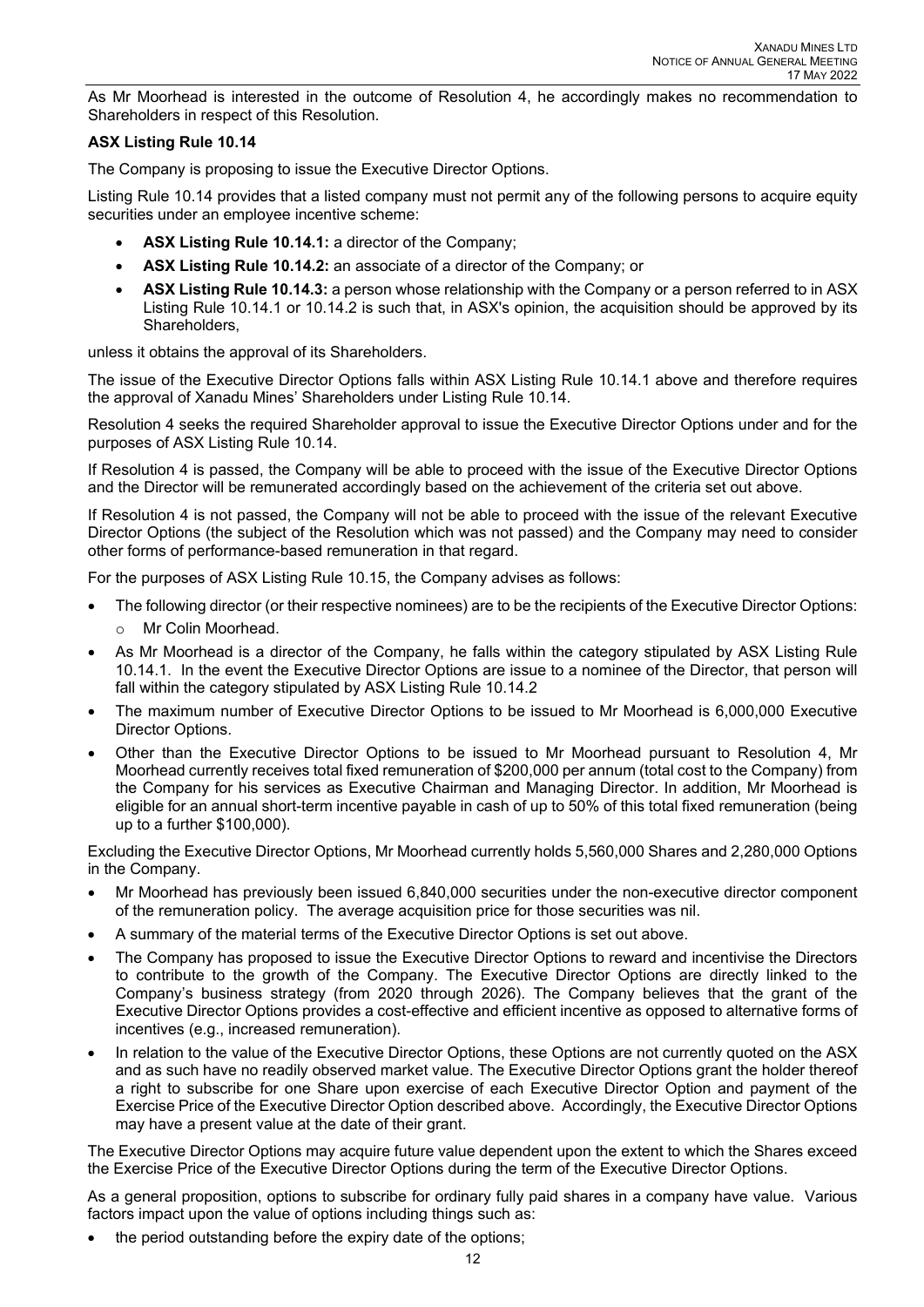As Mr Moorhead is interested in the outcome of Resolution 4, he accordingly makes no recommendation to Shareholders in respect of this Resolution.

**ASX Listing Rule 10.14**

The Company is proposing to issue the Executive Director Options.

Listing Rule 10.14 provides that a listed company must not permit any of the following persons to acquire equity securities under an employee incentive scheme:

- **ASX Listing Rule 10.14.1:** a director of the Company;
- **ASX Listing Rule 10.14.2:** an associate of a director of the Company; or
- **ASX Listing Rule 10.14.3:** a person whose relationship with the Company or a person referred to in ASX Listing Rule 10.14.1 or 10.14.2 is such that, in ASX's opinion, the acquisition should be approved by its Shareholders,

unless it obtains the approval of its Shareholders.

The issue of the Executive Director Options falls within ASX Listing Rule 10.14.1 above and therefore requires the approval of Xanadu Mines' Shareholders under Listing Rule 10.14.

Resolution 4 seeks the required Shareholder approval to issue the Executive Director Options under and for the purposes of ASX Listing Rule 10.14.

If Resolution 4 is passed, the Company will be able to proceed with the issue of the Executive Director Options and the Director will be remunerated accordingly based on the achievement of the criteria set out above.

If Resolution 4 is not passed, the Company will not be able to proceed with the issue of the relevant Executive Director Options (the subject of the Resolution which was not passed) and the Company may need to consider other forms of performance-based remuneration in that regard.

For the purposes of ASX Listing Rule 10.15, the Company advises as follows:

- The following director (or their respective nominees) are to be the recipients of the Executive Director Options:
  - Mr Colin Moorhead.
- As Mr Moorhead is a director of the Company, he falls within the category stipulated by ASX Listing Rule 10.14.1. In the event the Executive Director Options are issue to a nominee of the Director, that person will fall within the category stipulated by ASX Listing Rule 10.14.2
- The maximum number of Executive Director Options to be issued to Mr Moorhead is 6,000,000 Executive Director Options.
- Other than the Executive Director Options to be issued to Mr Moorhead pursuant to Resolution 4, Mr Moorhead currently receives total fixed remuneration of $200,000 per annum (total cost to the Company) from the Company for his services as Executive Chairman and Managing Director. In addition, Mr Moorhead is eligible for an annual short-term incentive payable in cash of up to 50% of this total fixed remuneration (being up to a further $100,000).

Excluding the Executive Director Options, Mr Moorhead currently holds 5,560,000 Shares and 2,280,000 Options in the Company.

- Mr Moorhead has previously been issued 6,840,000 securities under the non-executive director component of the remuneration policy. The average acquisition price for those securities was nil.
- A summary of the material terms of the Executive Director Options is set out above.
- The Company has proposed to issue the Executive Director Options to reward and incentivise the Directors to contribute to the growth of the Company. The Executive Director Options are directly linked to the Company's business strategy (from 2020 through 2026). The Company believes that the grant of the Executive Director Options provides a cost-effective and efficient incentive as opposed to alternative forms of incentives (e.g., increased remuneration).
- In relation to the value of the Executive Director Options, these Options are not currently quoted on the ASX and as such have no readily observed market value. The Executive Director Options grant the holder thereof a right to subscribe for one Share upon exercise of each Executive Director Option and payment of the Exercise Price of the Executive Director Option described above. Accordingly, the Executive Director Options may have a present value at the date of their grant.

The Executive Director Options may acquire future value dependent upon the extent to which the Shares exceed the Exercise Price of the Executive Director Options during the term of the Executive Director Options.

As a general proposition, options to subscribe for ordinary fully paid shares in a company have value. Various factors impact upon the value of options including things such as:

- the period outstanding before the expiry date of the options;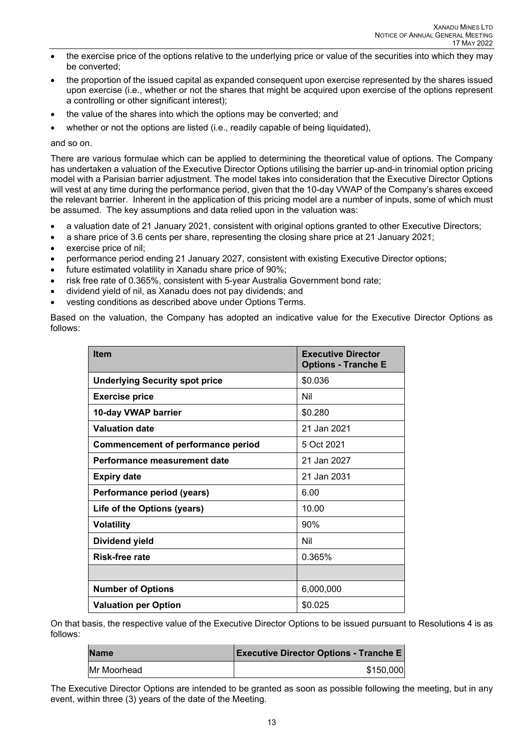- the exercise price of the options relative to the underlying price or value of the securities into which they may be converted;
- the proportion of the issued capital as expanded consequent upon exercise represented by the shares issued upon exercise (i.e., whether or not the shares that might be acquired upon exercise of the options represent a controlling or other significant interest);
- the value of the shares into which the options may be converted; and
- whether or not the options are listed (i.e., readily capable of being liquidated),

and so on.

There are various formulae which can be applied to determining the theoretical value of options. The Company has undertaken a valuation of the Executive Director Options utilising the barrier up-and-in trinomial option pricing model with a Parisian barrier adjustment. The model takes into consideration that the Executive Director Options will vest at any time during the performance period, given that the 10-day VWAP of the Company's shares exceed the relevant barrier. Inherent in the application of this pricing model are a number of inputs, some of which must be assumed. The key assumptions and data relied upon in the valuation was:

- a valuation date of 21 January 2021, consistent with original options granted to other Executive Directors;
- a share price of 3.6 cents per share, representing the closing share price at 21 January 2021;
- exercise price of nil;
- performance period ending 21 January 2027, consistent with existing Executive Director options;
- future estimated volatility in Xanadu share price of 90%;
- risk free rate of 0.365%, consistent with 5-year Australia Government bond rate;
- dividend yield of nil, as Xanadu does not pay dividends; and
- vesting conditions as described above under Options Terms.

Based on the valuation, the Company has adopted an indicative value for the Executive Director Options as follows:

| Item | Executive Director Options - Tranche E |
|---|---|
| **Underlying Security spot price** | $0.036 |
| **Exercise price** | Nil |
| **10-day VWAP barrier** | $0.280 |
| **Valuation date** | 21 Jan 2021 |
| **Commencement of performance period** | 5 Oct 2021 |
| **Performance measurement date** | 21 Jan 2027 |
| **Expiry date** | 21 Jan 2031 |
| **Performance period (years)** | 6.00 |
| **Life of the Options (years)** | 10.00 |
| **Volatility** | 90% |
| **Dividend yield** | Nil |
| **Risk-free rate** | 0.365% |
| | |
| **Number of Options** | 6,000,000 |
| **Valuation per Option** | $0.025 |

On that basis, the respective value of the Executive Director Options to be issued pursuant to Resolutions 4 is as follows:

| Name | Executive Director Options - Tranche E |
|---|---|
| Mr Moorhead | $150,000 |

The Executive Director Options are intended to be granted as soon as possible following the meeting, but in any event, within three (3) years of the date of the Meeting.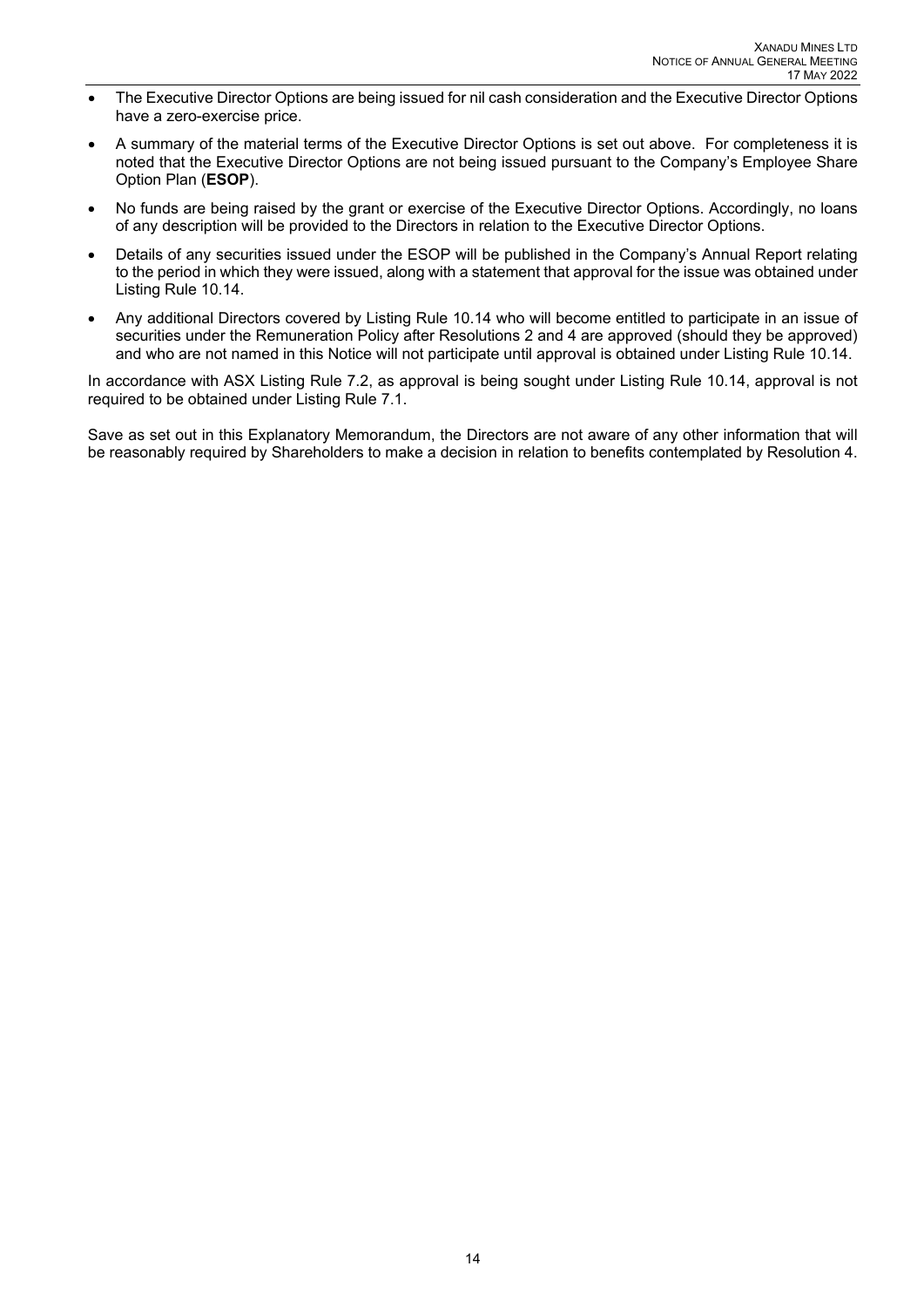- The Executive Director Options are being issued for nil cash consideration and the Executive Director Options have a zero-exercise price.
- A summary of the material terms of the Executive Director Options is set out above. For completeness it is noted that the Executive Director Options are not being issued pursuant to the Company's Employee Share Option Plan (**ESOP**).
- No funds are being raised by the grant or exercise of the Executive Director Options. Accordingly, no loans of any description will be provided to the Directors in relation to the Executive Director Options.
- Details of any securities issued under the ESOP will be published in the Company's Annual Report relating to the period in which they were issued, along with a statement that approval for the issue was obtained under Listing Rule 10.14.
- Any additional Directors covered by Listing Rule 10.14 who will become entitled to participate in an issue of securities under the Remuneration Policy after Resolutions 2 and 4 are approved (should they be approved) and who are not named in this Notice will not participate until approval is obtained under Listing Rule 10.14.

In accordance with ASX Listing Rule 7.2, as approval is being sought under Listing Rule 10.14, approval is not required to be obtained under Listing Rule 7.1.

Save as set out in this Explanatory Memorandum, the Directors are not aware of any other information that will be reasonably required by Shareholders to make a decision in relation to benefits contemplated by Resolution 4.